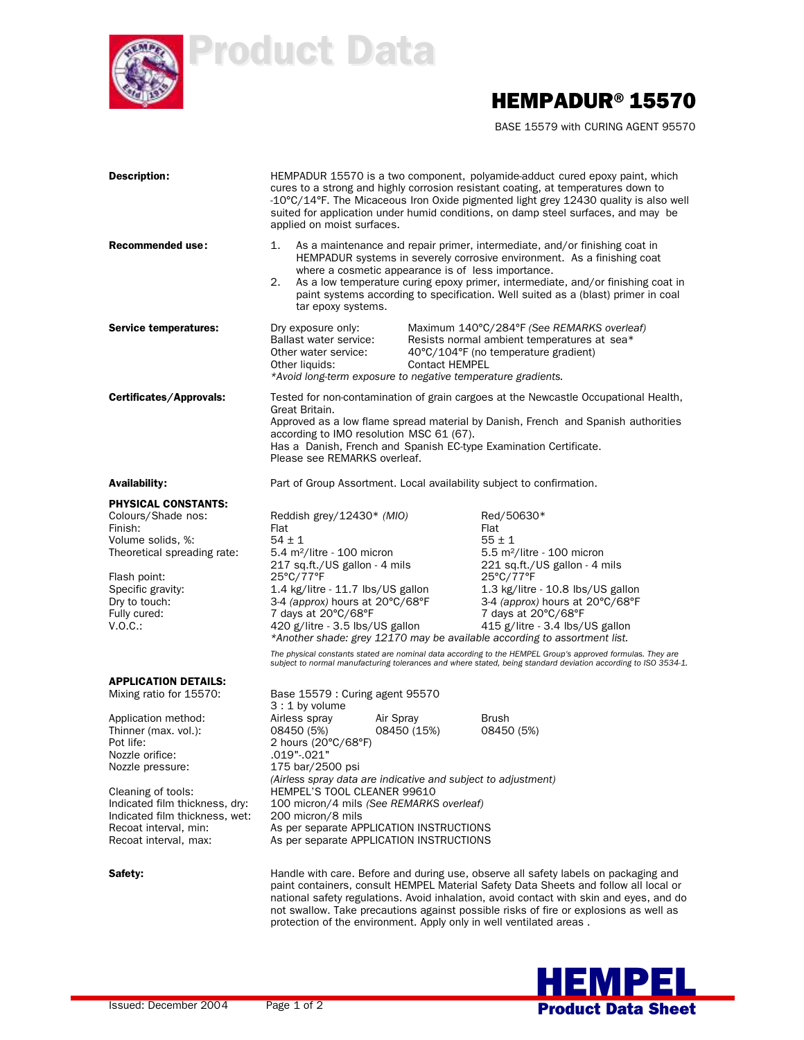# Product Data

## HEMPADUR® 15570

BASE 15579 with CURING AGENT 95570

**Description:** HEMPADUR 15570 is a two component, polyamide-adduct cured epoxy paint, which cures to a strong and highly corrosion resistant coating, at temperatures down to -10°C/14°F. The Micaceous Iron Oxide pigmented light grey 12430 quality is also well suited for application under humid conditions, on damp steel surfaces, and may be applied on moist surfaces.

**Recommended use:**

1. As a maintenance and repair primer, intermediate, and/or finishing coat in HEMPADUR systems in severely corrosive environment. As a finishing coat where a cosmetic appearance is of less importance.
2. As a low temperature curing epoxy primer, intermediate, and/or finishing coat in paint systems according to specification. Well suited as a (blast) primer in coal tar epoxy systems.

**Service temperatures:**

| | |
|---|---|
| Dry exposure only: | Maximum 140°C/284°F *(See REMARKS overleaf)* |
| Ballast water service: | Resists normal ambient temperatures at sea* |
| Other water service: | 40°C/104°F (no temperature gradient) |
| Other liquids: | Contact HEMPEL |

*\*Avoid long-term exposure to negative temperature gradients.*

**Certificates/Approvals:** Tested for non-contamination of grain cargoes at the Newcastle Occupational Health, Great Britain.
Approved as a low flame spread material by Danish, French and Spanish authorities according to IMO resolution MSC 61 (67).
Has a Danish, French and Spanish EC-type Examination Certificate.
Please see REMARKS overleaf.

**Availability:** Part of Group Assortment. Local availability subject to confirmation.

**PHYSICAL CONSTANTS:**

| | | |
|---|---|---|
| Colours/Shade nos: | Reddish grey/12430* *(MIO)* | Red/50630* |
| Finish: | Flat | Flat |
| Volume solids, %: | 54 ± 1 | 55 ± 1 |
| Theoretical spreading rate: | 5.4 m²/litre - 100 micron<br>217 sq.ft./US gallon - 4 mils | 5.5 m²/litre - 100 micron<br>221 sq.ft./US gallon - 4 mils |
| Flash point: | 25°C/77°F | 25°C/77°F |
| Specific gravity: | 1.4 kg/litre - 11.7 lbs/US gallon | 1.3 kg/litre - 10.8 lbs/US gallon |
| Dry to touch: | 3-4 *(approx)* hours at 20°C/68°F | 3-4 *(approx)* hours at 20°C/68°F |
| Fully cured: | 7 days at 20°C/68°F | 7 days at 20°C/68°F |
| V.O.C.: | 420 g/litre - 3.5 lbs/US gallon | 415 g/litre - 3.4 lbs/US gallon |

*\*Another shade: grey 12170 may be available according to assortment list.*

*The physical constants stated are nominal data according to the HEMPEL Group's approved formulas. They are subject to normal manufacturing tolerances and where stated, being standard deviation according to ISO 3534-1.*

**APPLICATION DETAILS:**

| | | | |
|---|---|---|---|
| Mixing ratio for 15570: | Base 15579 : Curing agent 95570<br>3 : 1 by volume | | |
| Application method: | Airless spray | Air Spray | Brush |
| Thinner (max. vol.): | 08450 (5%) | 08450 (15%) | 08450 (5%) |
| Pot life: | 2 hours (20°C/68°F) | | |
| Nozzle orifice: | .019"-.021" | | |
| Nozzle pressure: | 175 bar/2500 psi<br>*(Airless spray data are indicative and subject to adjustment)* | | |
| Cleaning of tools: | HEMPEL'S TOOL CLEANER 99610 | | |
| Indicated film thickness, dry: | 100 micron/4 mils *(See REMARKS overleaf)* | | |
| Indicated film thickness, wet: | 200 micron/8 mils | | |
| Recoat interval, min: | As per separate APPLICATION INSTRUCTIONS | | |
| Recoat interval, max: | As per separate APPLICATION INSTRUCTIONS | | |

**Safety:** Handle with care. Before and during use, observe all safety labels on packaging and paint containers, consult HEMPEL Material Safety Data Sheets and follow all local or national safety regulations. Avoid inhalation, avoid contact with skin and eyes, and do not swallow. Take precautions against possible risks of fire or explosions as well as protection of the environment. Apply only in well ventilated areas .

Issued: December 2004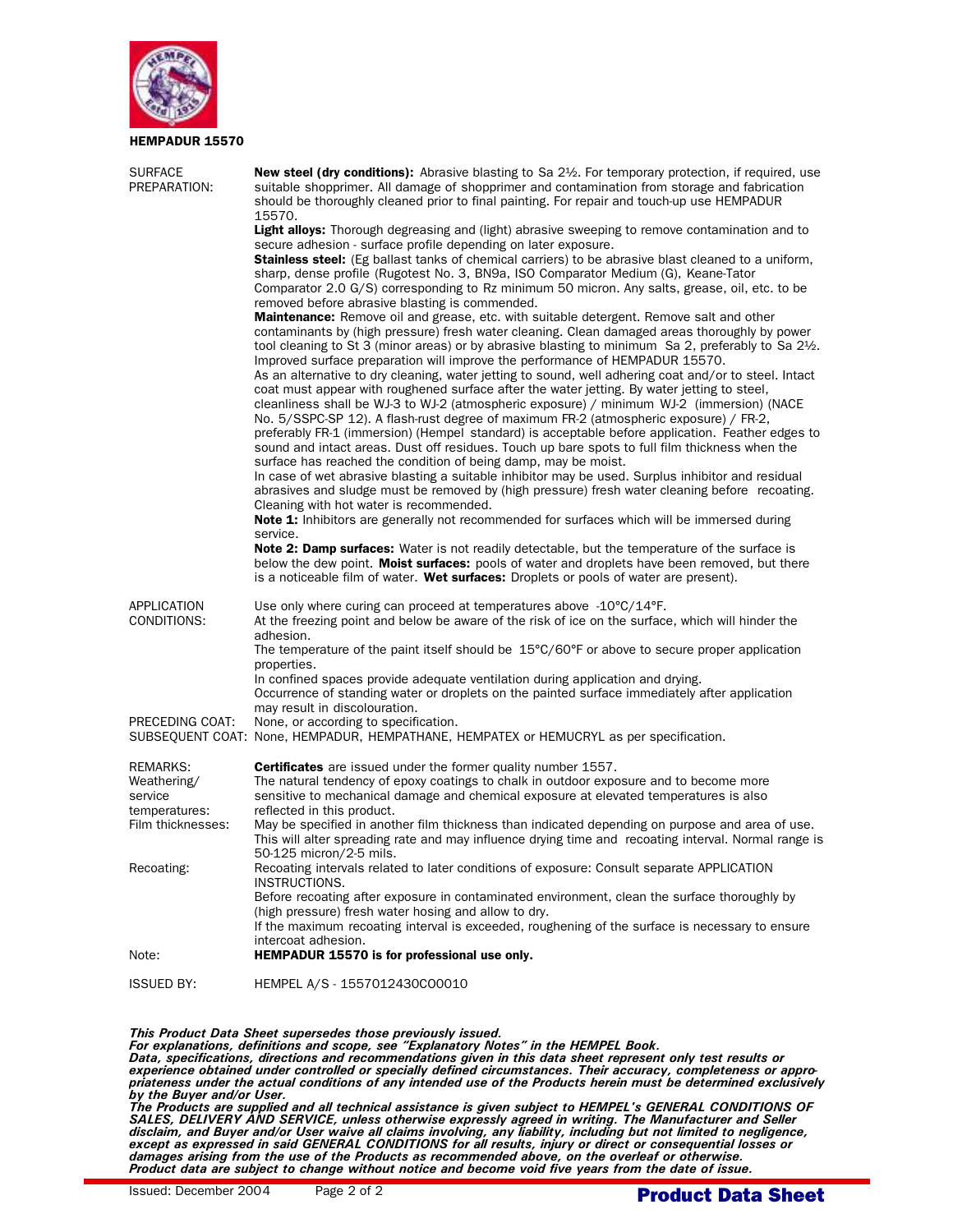**HEMPADUR 15570**

**SURFACE PREPARATION:**

**New steel (dry conditions):** Abrasive blasting to Sa 2½. For temporary protection, if required, use suitable shopprimer. All damage of shopprimer and contamination from storage and fabrication should be thoroughly cleaned prior to final painting. For repair and touch-up use HEMPADUR 15570.

**Light alloys:** Thorough degreasing and (light) abrasive sweeping to remove contamination and to secure adhesion - surface profile depending on later exposure.

**Stainless steel:** (Eg ballast tanks of chemical carriers) to be abrasive blast cleaned to a uniform, sharp, dense profile (Rugotest No. 3, BN9a, ISO Comparator Medium (G), Keane-Tator Comparator 2.0 G/S) corresponding to Rz minimum 50 micron. Any salts, grease, oil, etc. to be removed before abrasive blasting is commended.

**Maintenance:** Remove oil and grease, etc. with suitable detergent. Remove salt and other contaminants by (high pressure) fresh water cleaning. Clean damaged areas thoroughly by power tool cleaning to St 3 (minor areas) or by abrasive blasting to minimum Sa 2, preferably to Sa 2½. Improved surface preparation will improve the performance of HEMPADUR 15570.

As an alternative to dry cleaning, water jetting to sound, well adhering coat and/or to steel. Intact coat must appear with roughened surface after the water jetting. By water jetting to steel, cleanliness shall be WJ-3 to WJ-2 (atmospheric exposure) / minimum WJ-2 (immersion) (NACE No. 5/SSPC-SP 12). A flash-rust degree of maximum FR-2 (atmospheric exposure) / FR-2, preferably FR-1 (immersion) (Hempel standard) is acceptable before application. Feather edges to sound and intact areas. Dust off residues. Touch up bare spots to full film thickness when the surface has reached the condition of being damp, may be moist.

In case of wet abrasive blasting a suitable inhibitor may be used. Surplus inhibitor and residual abrasives and sludge must be removed by (high pressure) fresh water cleaning before recoating. Cleaning with hot water is recommended.

**Note 1:** Inhibitors are generally not recommended for surfaces which will be immersed during service.

**Note 2: Damp surfaces:** Water is not readily detectable, but the temperature of the surface is below the dew point. **Moist surfaces:** pools of water and droplets have been removed, but there is a noticeable film of water. **Wet surfaces:** Droplets or pools of water are present).

**APPLICATION CONDITIONS:**

Use only where curing can proceed at temperatures above -10°C/14°F.

At the freezing point and below be aware of the risk of ice on the surface, which will hinder the adhesion.

The temperature of the paint itself should be 15°C/60°F or above to secure proper application properties.

In confined spaces provide adequate ventilation during application and drying.

Occurrence of standing water or droplets on the painted surface immediately after application may result in discolouration.

**PRECEDING COAT:** None, or according to specification.

**SUBSEQUENT COAT:** None, HEMPADUR, HEMPATHANE, HEMPATEX or HEMUCRYL as per specification.

**REMARKS:** **Certificates** are issued under the former quality number 1557.

**Weathering/service temperatures:** The natural tendency of epoxy coatings to chalk in outdoor exposure and to become more sensitive to mechanical damage and chemical exposure at elevated temperatures is also reflected in this product.

**Film thicknesses:** May be specified in another film thickness than indicated depending on purpose and area of use. This will alter spreading rate and may influence drying time and recoating interval. Normal range is 50-125 micron/2-5 mils.

**Recoating:** Recoating intervals related to later conditions of exposure: Consult separate APPLICATION INSTRUCTIONS.

Before recoating after exposure in contaminated environment, clean the surface thoroughly by (high pressure) fresh water hosing and allow to dry.

If the maximum recoating interval is exceeded, roughening of the surface is necessary to ensure intercoat adhesion.

**Note:** **HEMPADUR 15570 is for professional use only.**

**ISSUED BY:** HEMPEL A/S - 1557012430CO0010

***This Product Data Sheet supersedes those previously issued.***
***For explanations, definitions and scope, see "Explanatory Notes" in the HEMPEL Book.***
***Data, specifications, directions and recommendations given in this data sheet represent only test results or experience obtained under controlled or specially defined circumstances. Their accuracy, completeness or appropriateness under the actual conditions of any intended use of the Products herein must be determined exclusively by the Buyer and/or User.***
***The Products are supplied and all technical assistance is given subject to HEMPEL's GENERAL CONDITIONS OF SALES, DELIVERY AND SERVICE, unless otherwise expressly agreed in writing. The Manufacturer and Seller disclaim, and Buyer and/or User waive all claims involving, any liability, including but not limited to negligence, except as expressed in said GENERAL CONDITIONS for all results, injury or direct or consequential losses or damages arising from the use of the Products as recommended above, on the overleaf or otherwise.***
***Product data are subject to change without notice and become void five years from the date of issue.***

Issued: December 2004

**Product Data Sheet**